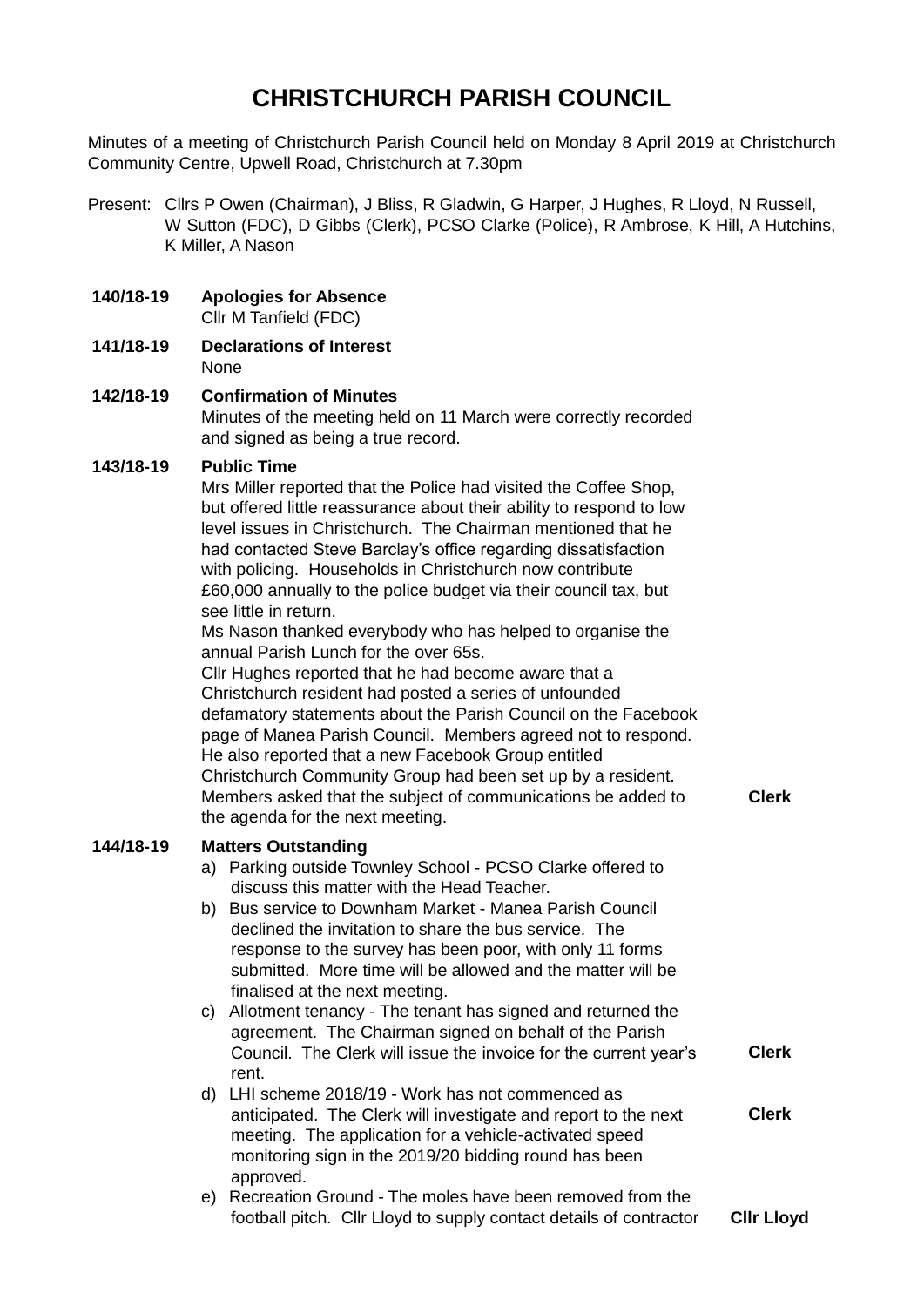# CHRISTCHURCH PARISH COUNCIL

Minutes of a meeting of Christchurch Parish Council held on Monday 8 April 2019 at Christchurch Community Centre, Upwell Road, Christchurch at 7.30pm

Present: Cllrs P Owen (Chairman), J Bliss, R Gladwin, G Harper, J Hughes, R Lloyd, N Russell, W Sutton (FDC), D Gibbs (Clerk), PCSO Clarke (Police), R Ambrose, K Hill, A Hutchins, K Miller, A Nason

**140/18-19 Apologies for Absence**

Cllr M Tanfield (FDC)

**141/18-19 Declarations of Interest**

None

**142/18-19 Confirmation of Minutes**

Minutes of the meeting held on 11 March were correctly recorded and signed as being a true record.

**143/18-19 Public Time**

Mrs Miller reported that the Police had visited the Coffee Shop, but offered little reassurance about their ability to respond to low level issues in Christchurch. The Chairman mentioned that he had contacted Steve Barclay's office regarding dissatisfaction with policing. Households in Christchurch now contribute £60,000 annually to the police budget via their council tax, but see little in return.

Ms Nason thanked everybody who has helped to organise the annual Parish Lunch for the over 65s.

Cllr Hughes reported that he had become aware that a Christchurch resident had posted a series of unfounded defamatory statements about the Parish Council on the Facebook page of Manea Parish Council. Members agreed not to respond. He also reported that a new Facebook Group entitled Christchurch Community Group had been set up by a resident. Members asked that the subject of communications be added to the agenda for the next meeting. **Clerk**

**144/18-19 Matters Outstanding**

a) Parking outside Townley School - PCSO Clarke offered to discuss this matter with the Head Teacher.

b) Bus service to Downham Market - Manea Parish Council declined the invitation to share the bus service. The response to the survey has been poor, with only 11 forms submitted. More time will be allowed and the matter will be finalised at the next meeting.

c) Allotment tenancy - The tenant has signed and returned the agreement. The Chairman signed on behalf of the Parish Council. The Clerk will issue the invoice for the current year's rent. **Clerk**

d) LHI scheme 2018/19 - Work has not commenced as anticipated. The Clerk will investigate and report to the next meeting. The application for a vehicle-activated speed monitoring sign in the 2019/20 bidding round has been approved. **Clerk**

e) Recreation Ground - The moles have been removed from the football pitch. Cllr Lloyd to supply contact details of contractor **Cllr Lloyd**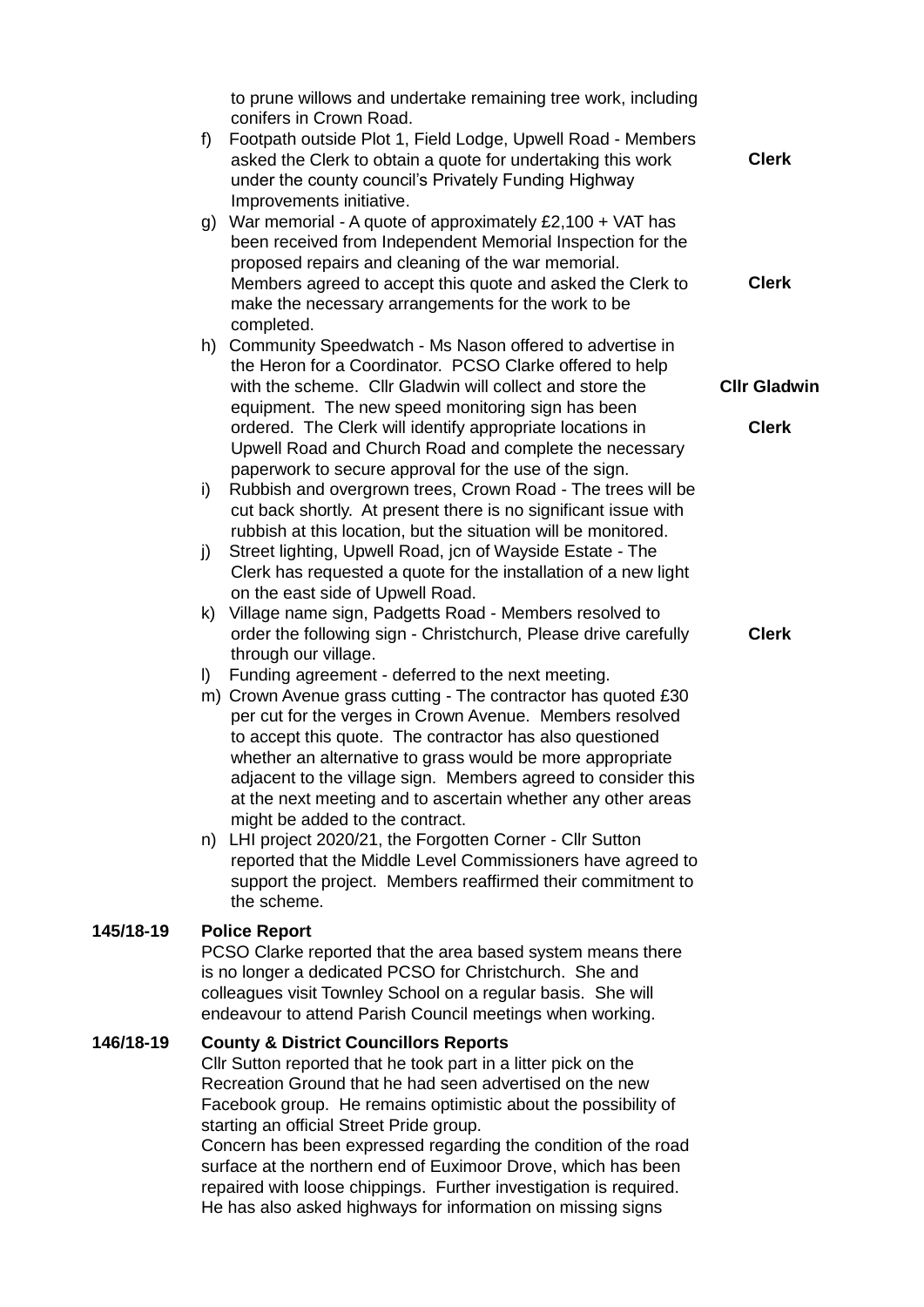to prune willows and undertake remaining tree work, including conifers in Crown Road.

f) Footpath outside Plot 1, Field Lodge, Upwell Road - Members asked the Clerk to obtain a quote for undertaking this work under the county council's Privately Funding Highway Improvements initiative. **Clerk**

g) War memorial - A quote of approximately £2,100 + VAT has been received from Independent Memorial Inspection for the proposed repairs and cleaning of the war memorial. Members agreed to accept this quote and asked the Clerk to make the necessary arrangements for the work to be completed. **Clerk**

h) Community Speedwatch - Ms Nason offered to advertise in the Heron for a Coordinator. PCSO Clarke offered to help with the scheme. Cllr Gladwin will collect and store the equipment. The new speed monitoring sign has been ordered. The Clerk will identify appropriate locations in Upwell Road and Church Road and complete the necessary paperwork to secure approval for the use of the sign. **Cllr Gladwin** **Clerk**

i) Rubbish and overgrown trees, Crown Road - The trees will be cut back shortly. At present there is no significant issue with rubbish at this location, but the situation will be monitored.

j) Street lighting, Upwell Road, jcn of Wayside Estate - The Clerk has requested a quote for the installation of a new light on the east side of Upwell Road.

k) Village name sign, Padgetts Road - Members resolved to order the following sign - Christchurch, Please drive carefully through our village. **Clerk**

l) Funding agreement - deferred to the next meeting.

m) Crown Avenue grass cutting - The contractor has quoted £30 per cut for the verges in Crown Avenue. Members resolved to accept this quote. The contractor has also questioned whether an alternative to grass would be more appropriate adjacent to the village sign. Members agreed to consider this at the next meeting and to ascertain whether any other areas might be added to the contract.

n) LHI project 2020/21, the Forgotten Corner - Cllr Sutton reported that the Middle Level Commissioners have agreed to support the project. Members reaffirmed their commitment to the scheme.

**145/18-19** **Police Report**

PCSO Clarke reported that the area based system means there is no longer a dedicated PCSO for Christchurch. She and colleagues visit Townley School on a regular basis. She will endeavour to attend Parish Council meetings when working.

**146/18-19** **County & District Councillors Reports**

Cllr Sutton reported that he took part in a litter pick on the Recreation Ground that he had seen advertised on the new Facebook group. He remains optimistic about the possibility of starting an official Street Pride group.

Concern has been expressed regarding the condition of the road surface at the northern end of Euximoor Drove, which has been repaired with loose chippings. Further investigation is required. He has also asked highways for information on missing signs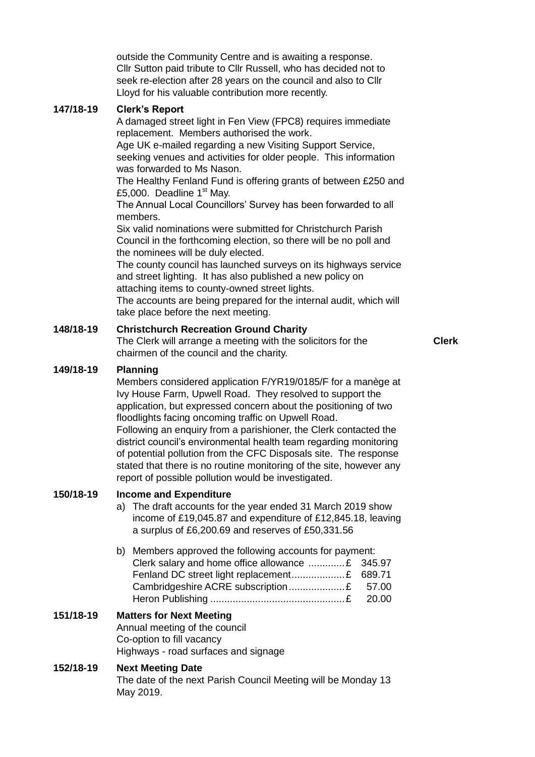outside the Community Centre and is awaiting a response. Cllr Sutton paid tribute to Cllr Russell, who has decided not to seek re-election after 28 years on the council and also to Cllr Lloyd for his valuable contribution more recently.

**147/18-19 Clerk's Report**

A damaged street light in Fen View (FPC8) requires immediate replacement. Members authorised the work.
Age UK e-mailed regarding a new Visiting Support Service, seeking venues and activities for older people. This information was forwarded to Ms Nason.
The Healthy Fenland Fund is offering grants of between £250 and £5,000. Deadline 1st May.
The Annual Local Councillors' Survey has been forwarded to all members.
Six valid nominations were submitted for Christchurch Parish Council in the forthcoming election, so there will be no poll and the nominees will be duly elected.
The county council has launched surveys on its highways service and street lighting. It has also published a new policy on attaching items to county-owned street lights.
The accounts are being prepared for the internal audit, which will take place before the next meeting.

**148/18-19 Christchurch Recreation Ground Charity**

The Clerk will arrange a meeting with the solicitors for the chairmen of the council and the charity. **Clerk**

**149/18-19 Planning**

Members considered application F/YR19/0185/F for a manège at Ivy House Farm, Upwell Road. They resolved to support the application, but expressed concern about the positioning of two floodlights facing oncoming traffic on Upwell Road.
Following an enquiry from a parishioner, the Clerk contacted the district council's environmental health team regarding monitoring of potential pollution from the CFC Disposals site. The response stated that there is no routine monitoring of the site, however any report of possible pollution would be investigated.

**150/18-19 Income and Expenditure**

a) The draft accounts for the year ended 31 March 2019 show income of £19,045.87 and expenditure of £12,845.18, leaving a surplus of £6,200.69 and reserves of £50,331.56

b) Members approved the following accounts for payment:

| | |
|---|---|
| Clerk salary and home office allowance | £ 345.97 |
| Fenland DC street light replacement | £ 689.71 |
| Cambridgeshire ACRE subscription | £ 57.00 |
| Heron Publishing | £ 20.00 |

**151/18-19 Matters for Next Meeting**

Annual meeting of the council
Co-option to fill vacancy
Highways - road surfaces and signage

**152/18-19 Next Meeting Date**

The date of the next Parish Council Meeting will be Monday 13 May 2019.